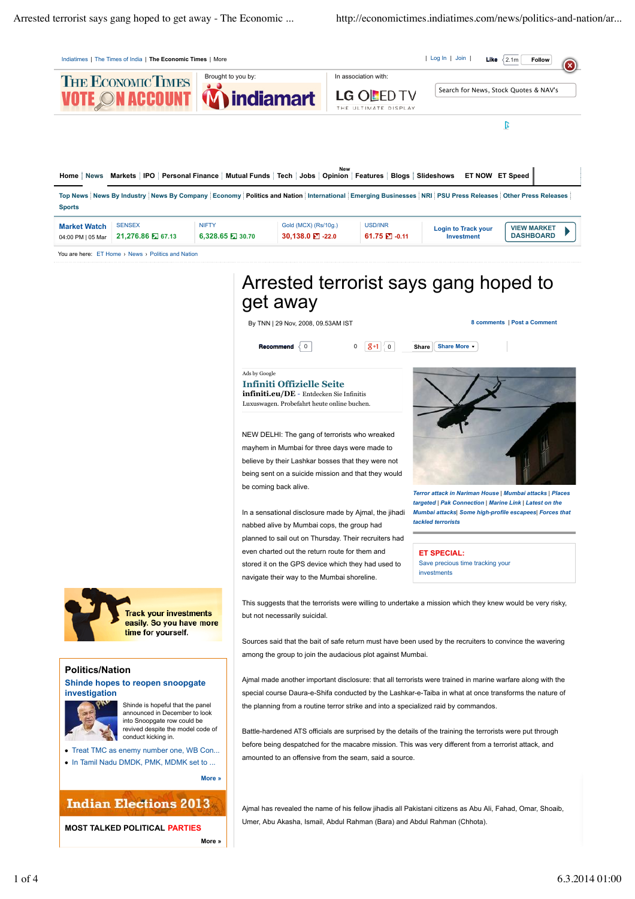# Arrested terrorist says gang hoped to get away

By TNN | 29 Nov, 2008, 09.53AM IST

8 comments | Post a Comment

*Terror attack in Nariman House | Mumbai attacks | Places targeted | Pak Connection | Marine Link | Latest on the Mumbai attacks | Some high-profile escapees | Forces that tackled terrorists*

NEW DELHI: The gang of terrorists who wreaked mayhem in Mumbai for three days were made to believe by their Lashkar bosses that they were not being sent on a suicide mission and that they would be coming back alive.

In a sensational disclosure made by Ajmal, the jihadi nabbed alive by Mumbai cops, the group had planned to sail out on Thursday. Their recruiters had even charted out the return route for them and stored it on the GPS device which they had used to navigate their way to the Mumbai shoreline.

This suggests that the terrorists were willing to undertake a mission which they knew would be very risky, but not necessarily suicidal.

Sources said that the bait of safe return must have been used by the recruiters to convince the wavering among the group to join the audacious plot against Mumbai.

Ajmal made another important disclosure: that all terrorists were trained in marine warfare along with the special course Daura-e-Shifa conducted by the Lashkar-e-Taiba in what at once transforms the nature of the planning from a routine terror strike and into a specialized raid by commandos.

Battle-hardened ATS officials are surprised by the details of the training the terrorists were put through before being despatched for the macabre mission. This was very different from a terrorist attack, and amounted to an offensive from the seam, said a source.

Ajmal has revealed the name of his fellow jihadis all Pakistani citizens as Abu Ali, Fahad, Omar, Shoaib, Umer, Abu Akasha, Ismail, Abdul Rahman (Bara) and Abdul Rahman (Chhota).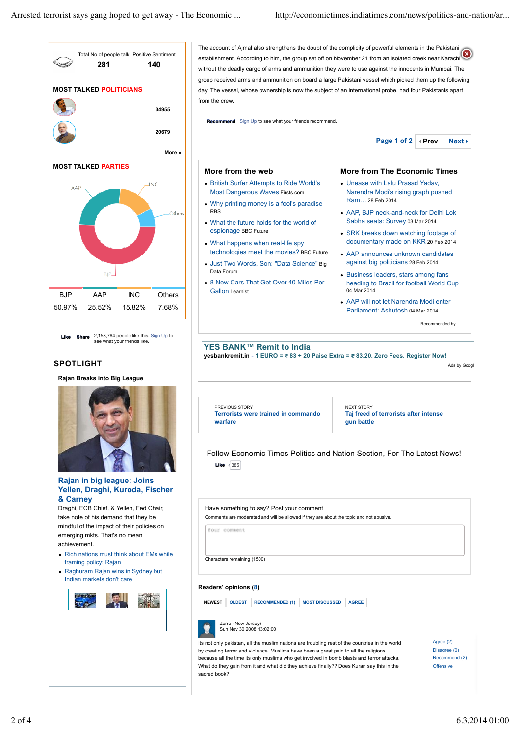The account of Ajmal also strengthens the doubt of the complicity of powerful elements in the Pakistani establishment. According to him, the group set off on November 21 from an isolated creek near Karachi without the deadly cargo of arms and ammunition they were to use against the innocents in Mumbai. The group received arms and ammunition on board a large Pakistani vessel which picked them up the following day. The vessel, whose ownership is now the subject of an international probe, had four Pakistanis apart from the crew.

**Recommend** Sign Up to see what your friends recommend.

Page 1 of 2 | Prev | Next

## More from the web

- British Surfer Attempts to Ride World's Most Dangerous Waves Firsts.com
- Why printing money is a fool's paradise RBS
- What the future holds for the world of espionage BBC Future
- What happens when real-life spy technologies meet the movies? BBC Future
- Just Two Words, Son: "Data Science" Big Data Forum
- 8 New Cars That Get Over 40 Miles Per Gallon Learnist

## More from The Economic Times

- Unease with Lalu Prasad Yadav, Narendra Modi's rising graph pushed Ram… 28 Feb 2014
- AAP, BJP neck-and-neck for Delhi Lok Sabha seats: Survey 03 Mar 2014
- SRK breaks down watching footage of documentary made on KKR 20 Feb 2014
- AAP announces unknown candidates against big politicians 28 Feb 2014
- Business leaders, stars among fans heading to Brazil for football World Cup 04 Mar 2014
- AAP will not let Narendra Modi enter Parliament: Ashutosh 04 Mar 2014

Recommended by

**YES BANK™ Remit to India**
yesbankremit.in - 1 EURO = ₹ 83 + 20 Paise Extra = ₹ 83.20. Zero Fees. Register Now!

Ads by Google

PREVIOUS STORY
**Terrorists were trained in commando warfare**

NEXT STORY
**Taj freed of terrorists after intense gun battle**

Follow Economic Times Politics and Nation Section, For The Latest News!

Like 385

Have something to say? Post your comment

Comments are moderated and will be allowed if they are about the topic and not abusive.

Your comment

Characters remaining (1500)

**Readers' opinions (8)**

NEWEST | OLDEST | RECOMMENDED (1) | MOST DISCUSSED | AGREE

Zorro (New Jersey)
Sun Nov 30 2008 13:02:00

Its not only pakistan, all the muslim nations are troubling rest of the countries in the world by creating terror and violence. Muslims have been a great pain to all the religions because all the time its only muslims who get involved in bomb blasts and terror attacks. What do they gain from it and what did they achieve finally?? Does Kuran say this in the sacred book?

Agree (2)
Disagree (0)
Recommend (2)
Offensive

---

Total No of people talk 281 | Positive Sentiment 140

**MOST TALKED POLITICIANS**

34955

20679

More »

**MOST TALKED PARTIES**

AAP
INC
Others
BJP

| BJP | AAP | INC | Others |
|---|---|---|---|
| 50.97% | 25.52% | 15.82% | 7.68% |

Like Share 2,153,764 people like this. Sign Up to see what your friends like.

## SPOTLIGHT

**Rajan Breaks into Big League**

**Rajan in big league: Joins Yellen, Draghi, Kuroda, Fischer & Carney**

Draghi, ECB Chief, & Yellen, Fed Chair, take note of his demand that they be mindful of the impact of their policies on emerging mkts. That's no mean achievement.

- Rich nations must think about EMs while framing policy: Rajan
- Raghuram Rajan wins in Sydney but Indian markets don't care